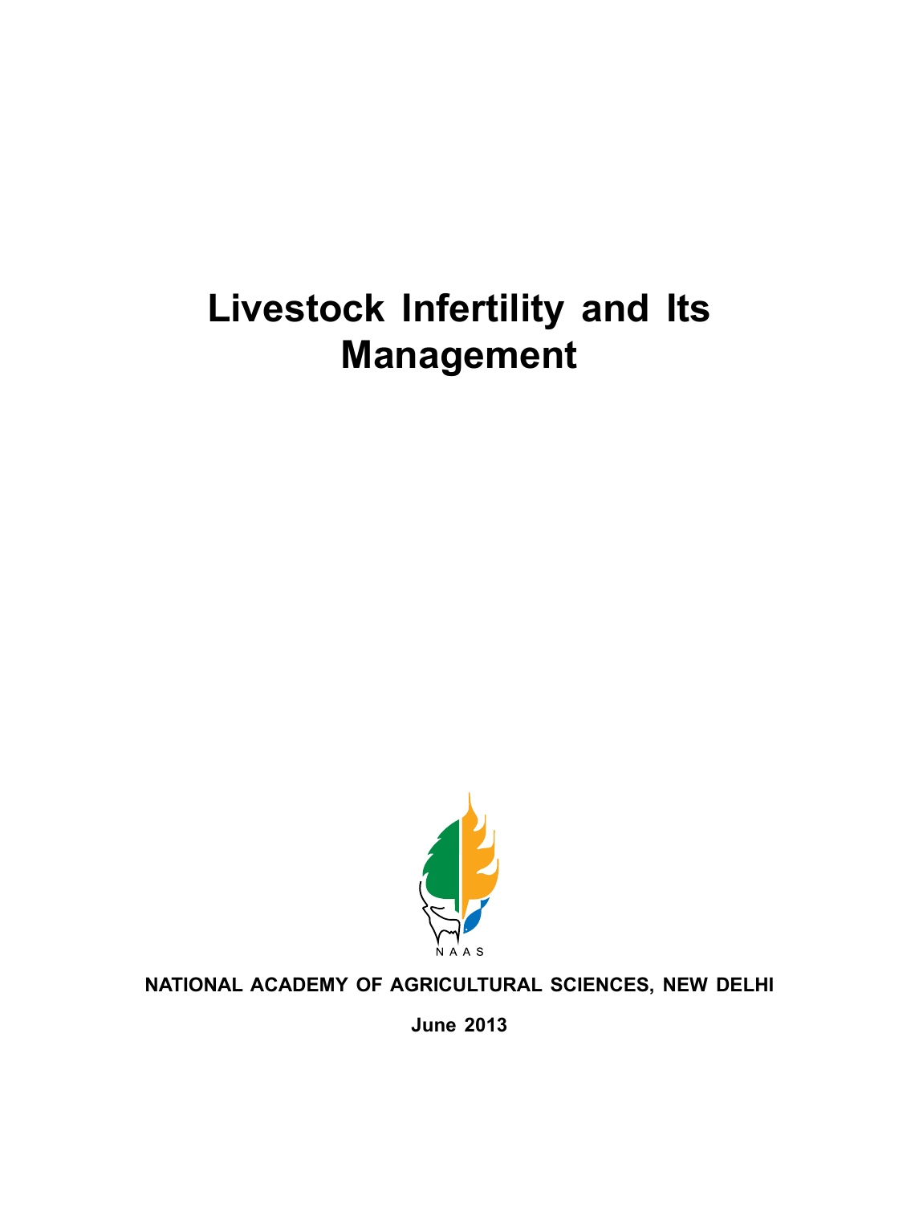# Livestock Infertility and Its Management

NAAS

**NATIONAL ACADEMY OF AGRICULTURAL SCIENCES, NEW DELHI**

**June 2013**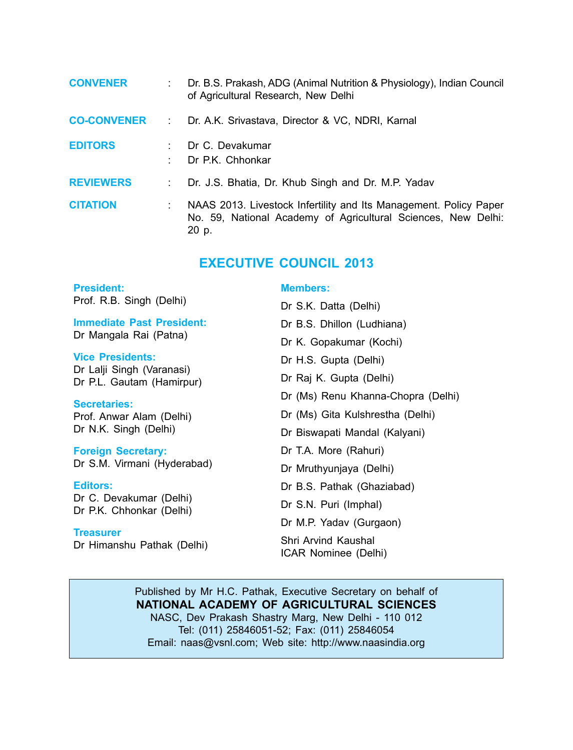**CONVENNER** : Dr. B.S. Prakash, ADG (Animal Nutrition & Physiology), Indian Council of Agricultural Research, New Delhi

**CO-CONVENER** : Dr. A.K. Srivastava, Director & VC, NDRI, Karnal

**EDITORS** : Dr C. Devakumar
: Dr P.K. Chhonkar

**REVIEWERS** : Dr. J.S. Bhatia, Dr. Khub Singh and Dr. M.P. Yadav

**CITATION** : NAAS 2013. Livestock Infertility and Its Management. Policy Paper No. 59, National Academy of Agricultural Sciences, New Delhi: 20 p.

## EXECUTIVE COUNCIL 2013

**President:**
Prof. R.B. Singh (Delhi)

**Immediate Past President:**
Dr Mangala Rai (Patna)

**Vice Presidents:**
Dr Lalji Singh (Varanasi)
Dr P.L. Gautam (Hamirpur)

**Secretaries:**
Prof. Anwar Alam (Delhi)
Dr N.K. Singh (Delhi)

**Foreign Secretary:**
Dr S.M. Virmani (Hyderabad)

**Editors:**
Dr C. Devakumar (Delhi)
Dr P.K. Chhonkar (Delhi)

**Treasurer**
Dr Himanshu Pathak (Delhi)

**Members:**
Dr S.K. Datta (Delhi)
Dr B.S. Dhillon (Ludhiana)
Dr K. Gopakumar (Kochi)
Dr H.S. Gupta (Delhi)
Dr Raj K. Gupta (Delhi)
Dr (Ms) Renu Khanna-Chopra (Delhi)
Dr (Ms) Gita Kulshrestha (Delhi)
Dr Biswapati Mandal (Kalyani)
Dr T.A. More (Rahuri)
Dr Mruthyunjaya (Delhi)
Dr B.S. Pathak (Ghaziabad)
Dr S.N. Puri (Imphal)
Dr M.P. Yadav (Gurgaon)
Shri Arvind Kaushal
ICAR Nominee (Delhi)

Published by Mr H.C. Pathak, Executive Secretary on behalf of
**NATIONAL ACADEMY OF AGRICULTURAL SCIENCES**
NASC, Dev Prakash Shastry Marg, New Delhi - 110 012
Tel: (011) 25846051-52; Fax: (011) 25846054
Email: naas@vsnl.com; Web site: http://www.naasindia.org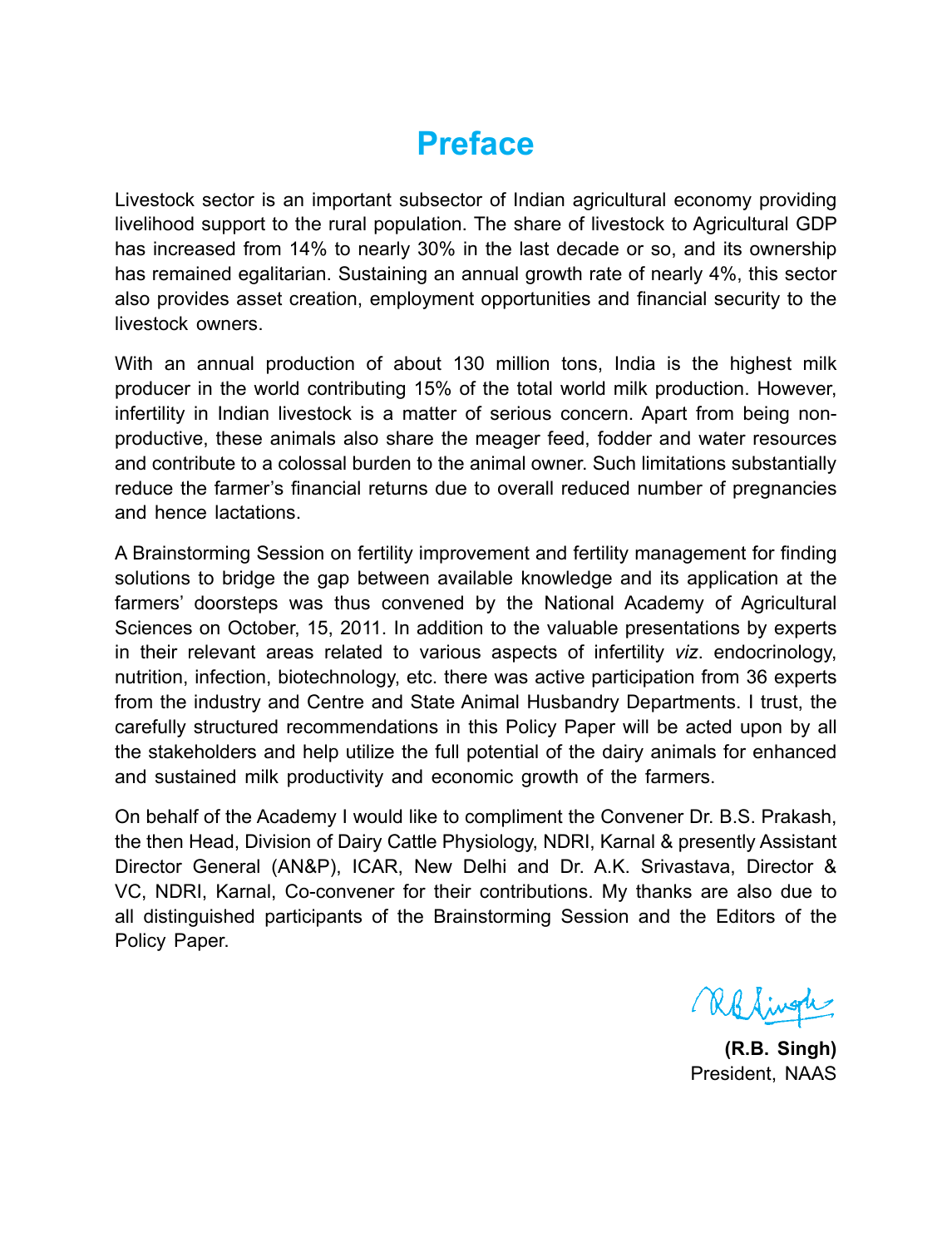# Preface

Livestock sector is an important subsector of Indian agricultural economy providing livelihood support to the rural population. The share of livestock to Agricultural GDP has increased from 14% to nearly 30% in the last decade or so, and its ownership has remained egalitarian. Sustaining an annual growth rate of nearly 4%, this sector also provides asset creation, employment opportunities and financial security to the livestock owners.

With an annual production of about 130 million tons, India is the highest milk producer in the world contributing 15% of the total world milk production. However, infertility in Indian livestock is a matter of serious concern. Apart from being non-productive, these animals also share the meager feed, fodder and water resources and contribute to a colossal burden to the animal owner. Such limitations substantially reduce the farmer's financial returns due to overall reduced number of pregnancies and hence lactations.

A Brainstorming Session on fertility improvement and fertility management for finding solutions to bridge the gap between available knowledge and its application at the farmers' doorsteps was thus convened by the National Academy of Agricultural Sciences on October, 15, 2011. In addition to the valuable presentations by experts in their relevant areas related to various aspects of infertility *viz*. endocrinology, nutrition, infection, biotechnology, etc. there was active participation from 36 experts from the industry and Centre and State Animal Husbandry Departments. I trust, the carefully structured recommendations in this Policy Paper will be acted upon by all the stakeholders and help utilize the full potential of the dairy animals for enhanced and sustained milk productivity and economic growth of the farmers.

On behalf of the Academy I would like to compliment the Convener Dr. B.S. Prakash, the then Head, Division of Dairy Cattle Physiology, NDRI, Karnal & presently Assistant Director General (AN&P), ICAR, New Delhi and Dr. A.K. Srivastava, Director & VC, NDRI, Karnal, Co-convener for their contributions. My thanks are also due to all distinguished participants of the Brainstorming Session and the Editors of the Policy Paper.

**(R.B. Singh)**
President, NAAS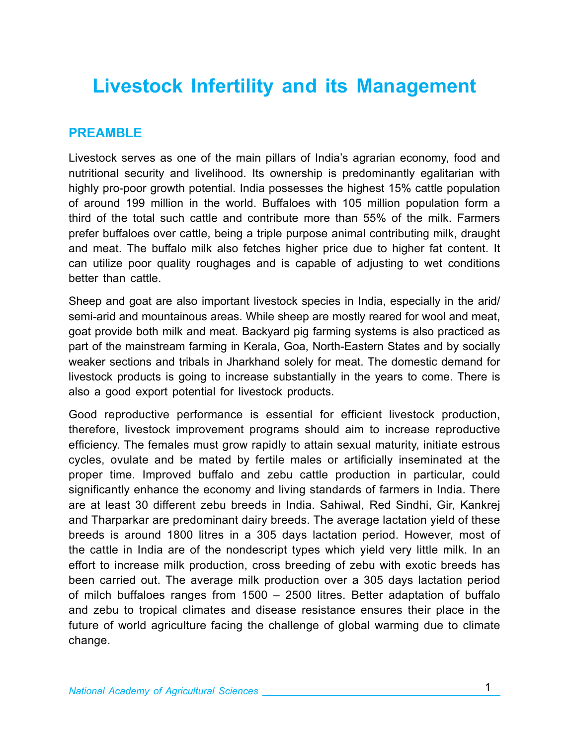# Livestock Infertility and its Management

## PREAMBLE

Livestock serves as one of the main pillars of India's agrarian economy, food and nutritional security and livelihood. Its ownership is predominantly egalitarian with highly pro-poor growth potential. India possesses the highest 15% cattle population of around 199 million in the world. Buffaloes with 105 million population form a third of the total such cattle and contribute more than 55% of the milk. Farmers prefer buffaloes over cattle, being a triple purpose animal contributing milk, draught and meat. The buffalo milk also fetches higher price due to higher fat content. It can utilize poor quality roughages and is capable of adjusting to wet conditions better than cattle.

Sheep and goat are also important livestock species in India, especially in the arid/ semi-arid and mountainous areas. While sheep are mostly reared for wool and meat, goat provide both milk and meat. Backyard pig farming systems is also practiced as part of the mainstream farming in Kerala, Goa, North-Eastern States and by socially weaker sections and tribals in Jharkhand solely for meat. The domestic demand for livestock products is going to increase substantially in the years to come. There is also a good export potential for livestock products.

Good reproductive performance is essential for efficient livestock production, therefore, livestock improvement programs should aim to increase reproductive efficiency. The females must grow rapidly to attain sexual maturity, initiate estrous cycles, ovulate and be mated by fertile males or artificially inseminated at the proper time. Improved buffalo and zebu cattle production in particular, could significantly enhance the economy and living standards of farmers in India. There are at least 30 different zebu breeds in India. Sahiwal, Red Sindhi, Gir, Kankrej and Tharparkar are predominant dairy breeds. The average lactation yield of these breeds is around 1800 litres in a 305 days lactation period. However, most of the cattle in India are of the nondescript types which yield very little milk. In an effort to increase milk production, cross breeding of zebu with exotic breeds has been carried out. The average milk production over a 305 days lactation period of milch buffaloes ranges from 1500 – 2500 litres. Better adaptation of buffalo and zebu to tropical climates and disease resistance ensures their place in the future of world agriculture facing the challenge of global warming due to climate change.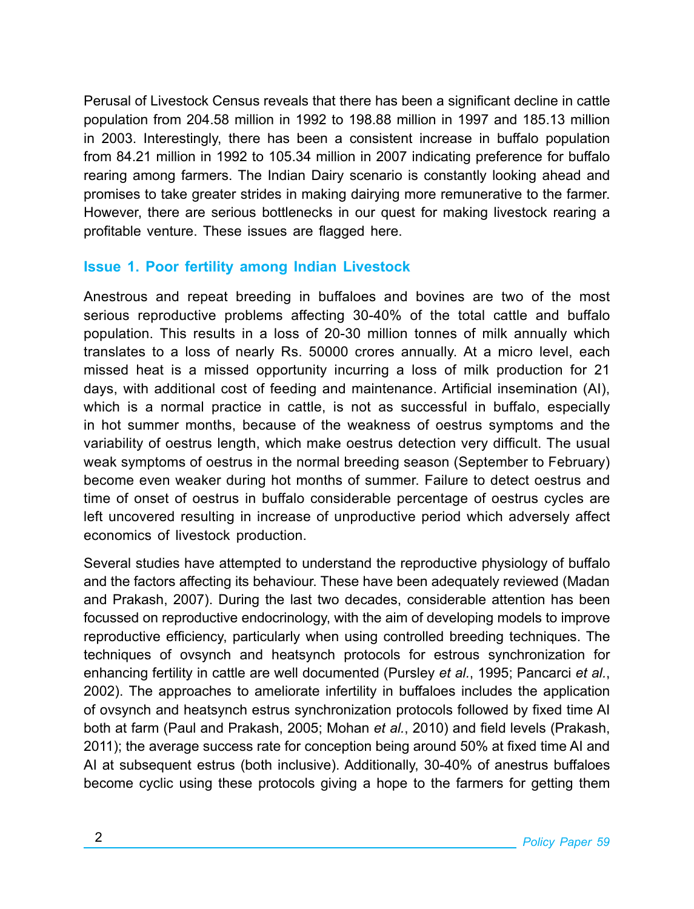Perusal of Livestock Census reveals that there has been a significant decline in cattle population from 204.58 million in 1992 to 198.88 million in 1997 and 185.13 million in 2003. Interestingly, there has been a consistent increase in buffalo population from 84.21 million in 1992 to 105.34 million in 2007 indicating preference for buffalo rearing among farmers. The Indian Dairy scenario is constantly looking ahead and promises to take greater strides in making dairying more remunerative to the farmer. However, there are serious bottlenecks in our quest for making livestock rearing a profitable venture. These issues are flagged here.

### Issue 1. Poor fertility among Indian Livestock

Anestrous and repeat breeding in buffaloes and bovines are two of the most serious reproductive problems affecting 30-40% of the total cattle and buffalo population. This results in a loss of 20-30 million tonnes of milk annually which translates to a loss of nearly Rs. 50000 crores annually. At a micro level, each missed heat is a missed opportunity incurring a loss of milk production for 21 days, with additional cost of feeding and maintenance. Artificial insemination (AI), which is a normal practice in cattle, is not as successful in buffalo, especially in hot summer months, because of the weakness of oestrus symptoms and the variability of oestrus length, which make oestrus detection very difficult. The usual weak symptoms of oestrus in the normal breeding season (September to February) become even weaker during hot months of summer. Failure to detect oestrus and time of onset of oestrus in buffalo considerable percentage of oestrus cycles are left uncovered resulting in increase of unproductive period which adversely affect economics of livestock production.

Several studies have attempted to understand the reproductive physiology of buffalo and the factors affecting its behaviour. These have been adequately reviewed (Madan and Prakash, 2007). During the last two decades, considerable attention has been focussed on reproductive endocrinology, with the aim of developing models to improve reproductive efficiency, particularly when using controlled breeding techniques. The techniques of ovsynch and heatsynch protocols for estrous synchronization for enhancing fertility in cattle are well documented (Pursley *et al.*, 1995; Pancarci *et al.*, 2002). The approaches to ameliorate infertility in buffaloes includes the application of ovsynch and heatsynch estrus synchronization protocols followed by fixed time AI both at farm (Paul and Prakash, 2005; Mohan *et al.*, 2010) and field levels (Prakash, 2011); the average success rate for conception being around 50% at fixed time AI and AI at subsequent estrus (both inclusive). Additionally, 30-40% of anestrus buffaloes become cyclic using these protocols giving a hope to the farmers for getting them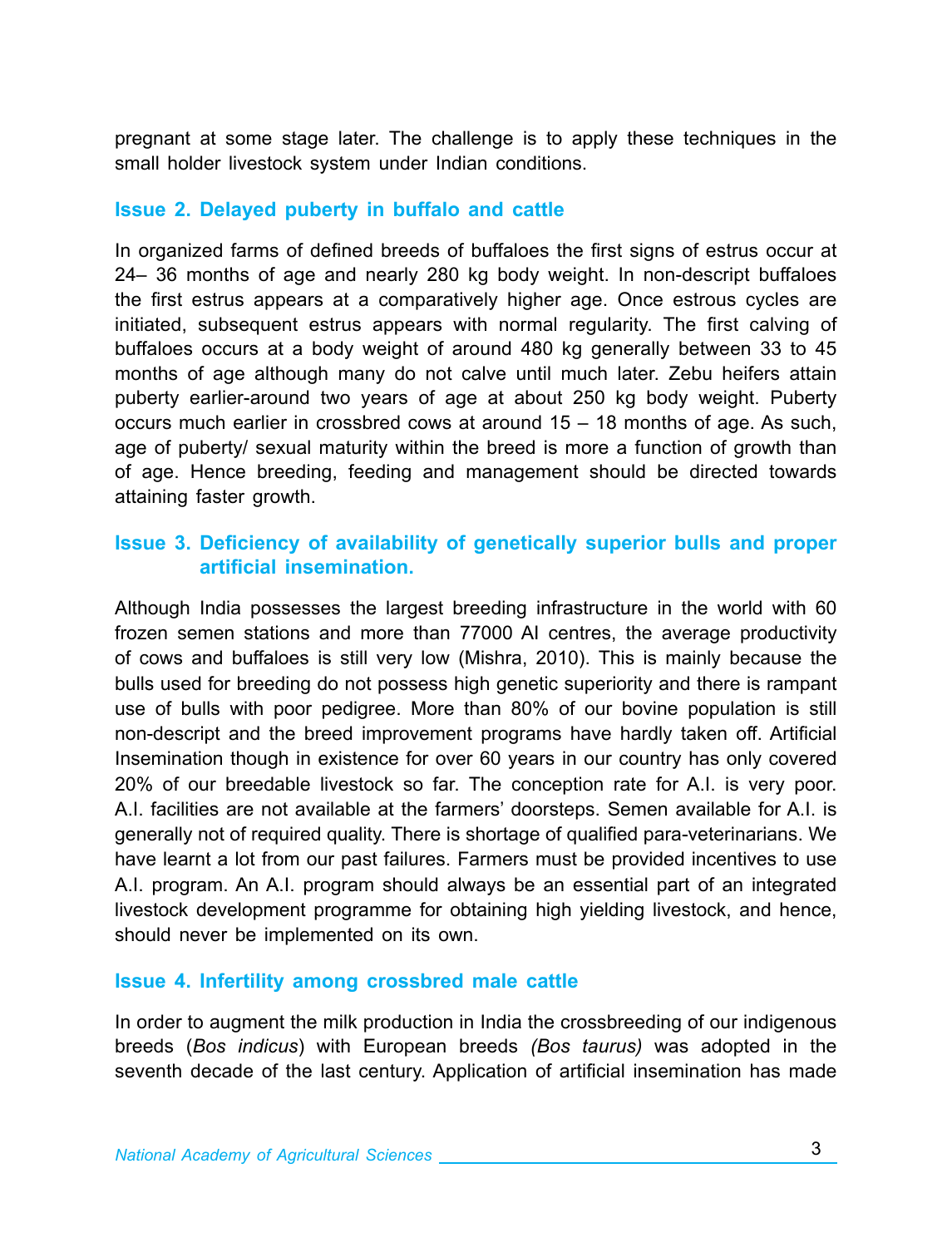pregnant at some stage later. The challenge is to apply these techniques in the small holder livestock system under Indian conditions.

### Issue 2. Delayed puberty in buffalo and cattle

In organized farms of defined breeds of buffaloes the first signs of estrus occur at 24– 36 months of age and nearly 280 kg body weight. In non-descript buffaloes the first estrus appears at a comparatively higher age. Once estrous cycles are initiated, subsequent estrus appears with normal regularity. The first calving of buffaloes occurs at a body weight of around 480 kg generally between 33 to 45 months of age although many do not calve until much later. Zebu heifers attain puberty earlier-around two years of age at about 250 kg body weight. Puberty occurs much earlier in crossbred cows at around 15 – 18 months of age. As such, age of puberty/ sexual maturity within the breed is more a function of growth than of age. Hence breeding, feeding and management should be directed towards attaining faster growth.

### Issue 3. Deficiency of availability of genetically superior bulls and proper artificial insemination.

Although India possesses the largest breeding infrastructure in the world with 60 frozen semen stations and more than 77000 AI centres, the average productivity of cows and buffaloes is still very low (Mishra, 2010). This is mainly because the bulls used for breeding do not possess high genetic superiority and there is rampant use of bulls with poor pedigree. More than 80% of our bovine population is still non-descript and the breed improvement programs have hardly taken off. Artificial Insemination though in existence for over 60 years in our country has only covered 20% of our breedable livestock so far. The conception rate for A.I. is very poor. A.I. facilities are not available at the farmers' doorsteps. Semen available for A.I. is generally not of required quality. There is shortage of qualified para-veterinarians. We have learnt a lot from our past failures. Farmers must be provided incentives to use A.I. program. An A.I. program should always be an essential part of an integrated livestock development programme for obtaining high yielding livestock, and hence, should never be implemented on its own.

### Issue 4. Infertility among crossbred male cattle

In order to augment the milk production in India the crossbreeding of our indigenous breeds (*Bos indicus*) with European breeds *(Bos taurus)* was adopted in the seventh decade of the last century. Application of artificial insemination has made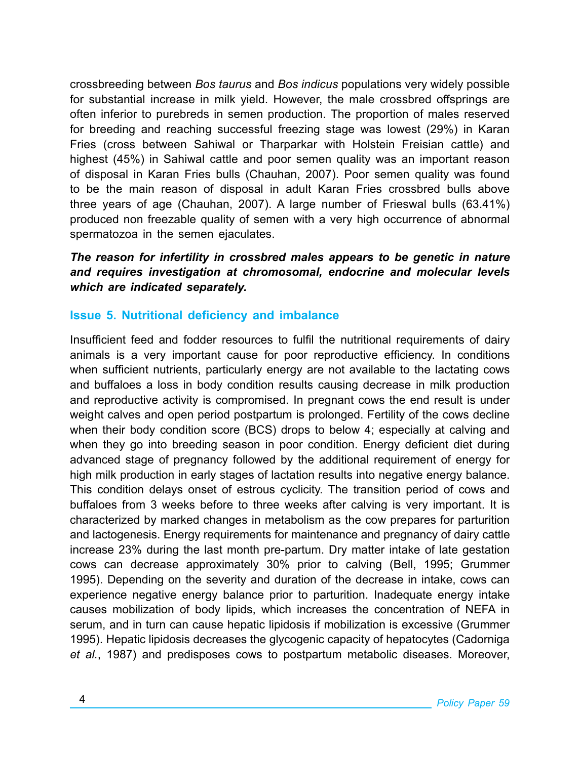crossbreeding between *Bos taurus* and *Bos indicus* populations very widely possible for substantial increase in milk yield. However, the male crossbred offsprings are often inferior to purebreds in semen production. The proportion of males reserved for breeding and reaching successful freezing stage was lowest (29%) in Karan Fries (cross between Sahiwal or Tharparkar with Holstein Freisian cattle) and highest (45%) in Sahiwal cattle and poor semen quality was an important reason of disposal in Karan Fries bulls (Chauhan, 2007). Poor semen quality was found to be the main reason of disposal in adult Karan Fries crossbred bulls above three years of age (Chauhan, 2007). A large number of Frieswal bulls (63.41%) produced non freezable quality of semen with a very high occurrence of abnormal spermatozoa in the semen ejaculates.

***The reason for infertility in crossbred males appears to be genetic in nature and requires investigation at chromosomal, endocrine and molecular levels which are indicated separately.***

## Issue 5. Nutritional deficiency and imbalance

Insufficient feed and fodder resources to fulfil the nutritional requirements of dairy animals is a very important cause for poor reproductive efficiency. In conditions when sufficient nutrients, particularly energy are not available to the lactating cows and buffaloes a loss in body condition results causing decrease in milk production and reproductive activity is compromised. In pregnant cows the end result is under weight calves and open period postpartum is prolonged. Fertility of the cows decline when their body condition score (BCS) drops to below 4; especially at calving and when they go into breeding season in poor condition. Energy deficient diet during advanced stage of pregnancy followed by the additional requirement of energy for high milk production in early stages of lactation results into negative energy balance. This condition delays onset of estrous cyclicity. The transition period of cows and buffaloes from 3 weeks before to three weeks after calving is very important. It is characterized by marked changes in metabolism as the cow prepares for parturition and lactogenesis. Energy requirements for maintenance and pregnancy of dairy cattle increase 23% during the last month pre-partum. Dry matter intake of late gestation cows can decrease approximately 30% prior to calving (Bell, 1995; Grummer 1995). Depending on the severity and duration of the decrease in intake, cows can experience negative energy balance prior to parturition. Inadequate energy intake causes mobilization of body lipids, which increases the concentration of NEFA in serum, and in turn can cause hepatic lipidosis if mobilization is excessive (Grummer 1995). Hepatic lipidosis decreases the glycogenic capacity of hepatocytes (Cadorniga *et al.*, 1987) and predisposes cows to postpartum metabolic diseases. Moreover,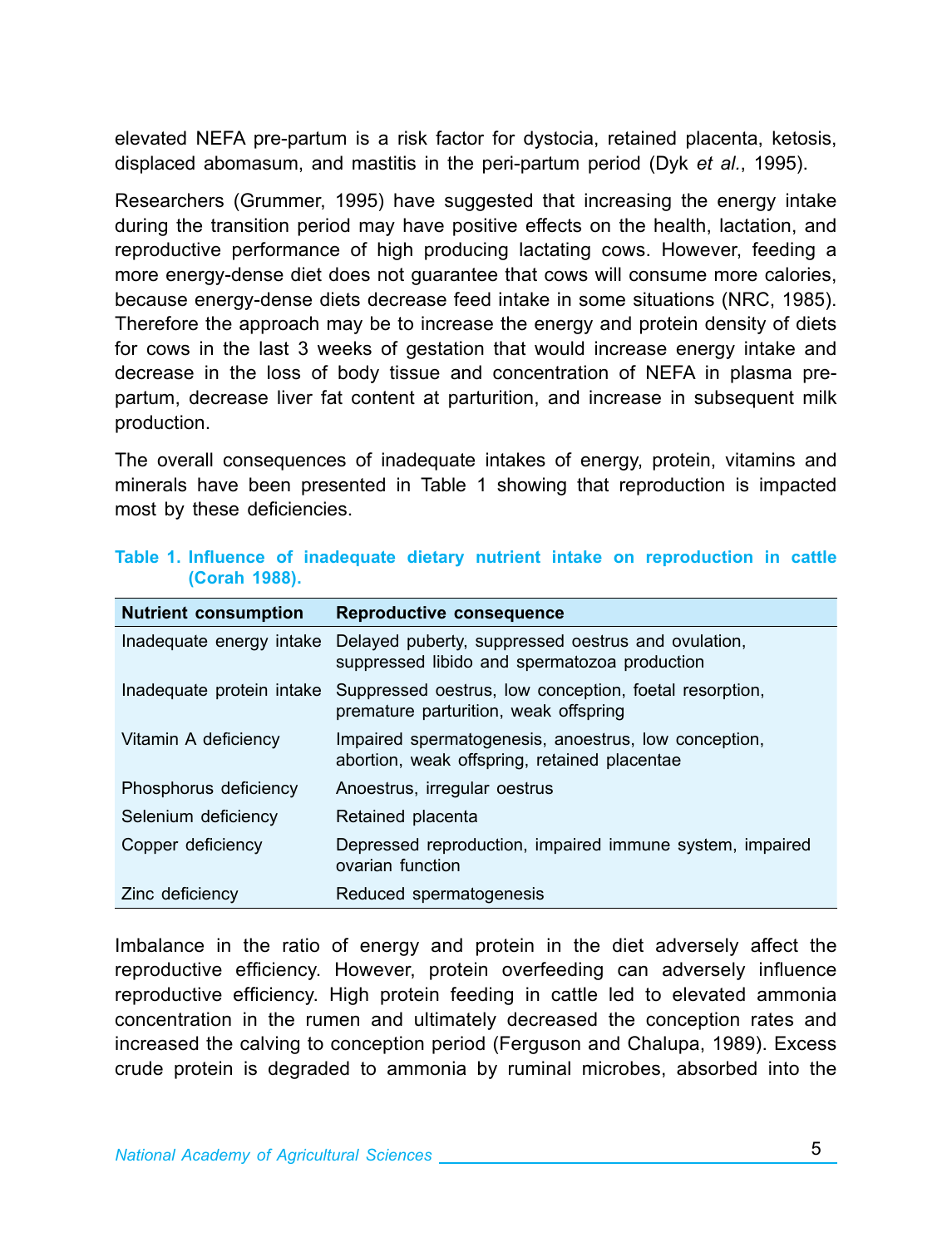elevated NEFA pre-partum is a risk factor for dystocia, retained placenta, ketosis, displaced abomasum, and mastitis in the peri-partum period (Dyk *et al.*, 1995).

Researchers (Grummer, 1995) have suggested that increasing the energy intake during the transition period may have positive effects on the health, lactation, and reproductive performance of high producing lactating cows. However, feeding a more energy-dense diet does not guarantee that cows will consume more calories, because energy-dense diets decrease feed intake in some situations (NRC, 1985). Therefore the approach may be to increase the energy and protein density of diets for cows in the last 3 weeks of gestation that would increase energy intake and decrease in the loss of body tissue and concentration of NEFA in plasma pre-partum, decrease liver fat content at parturition, and increase in subsequent milk production.

The overall consequences of inadequate intakes of energy, protein, vitamins and minerals have been presented in Table 1 showing that reproduction is impacted most by these deficiencies.

**Table 1. Influence of inadequate dietary nutrient intake on reproduction in cattle (Corah 1988).**

| Nutrient consumption | Reproductive consequence |
|---|---|
| Inadequate energy intake | Delayed puberty, suppressed oestrus and ovulation, suppressed libido and spermatozoa production |
| Inadequate protein intake | Suppressed oestrus, low conception, foetal resorption, premature parturition, weak offspring |
| Vitamin A deficiency | Impaired spermatogenesis, anoestrus, low conception, abortion, weak offspring, retained placentae |
| Phosphorus deficiency | Anoestrus, irregular oestrus |
| Selenium deficiency | Retained placenta |
| Copper deficiency | Depressed reproduction, impaired immune system, impaired ovarian function |
| Zinc deficiency | Reduced spermatogenesis |

Imbalance in the ratio of energy and protein in the diet adversely affect the reproductive efficiency. However, protein overfeeding can adversely influence reproductive efficiency. High protein feeding in cattle led to elevated ammonia concentration in the rumen and ultimately decreased the conception rates and increased the calving to conception period (Ferguson and Chalupa, 1989). Excess crude protein is degraded to ammonia by ruminal microbes, absorbed into the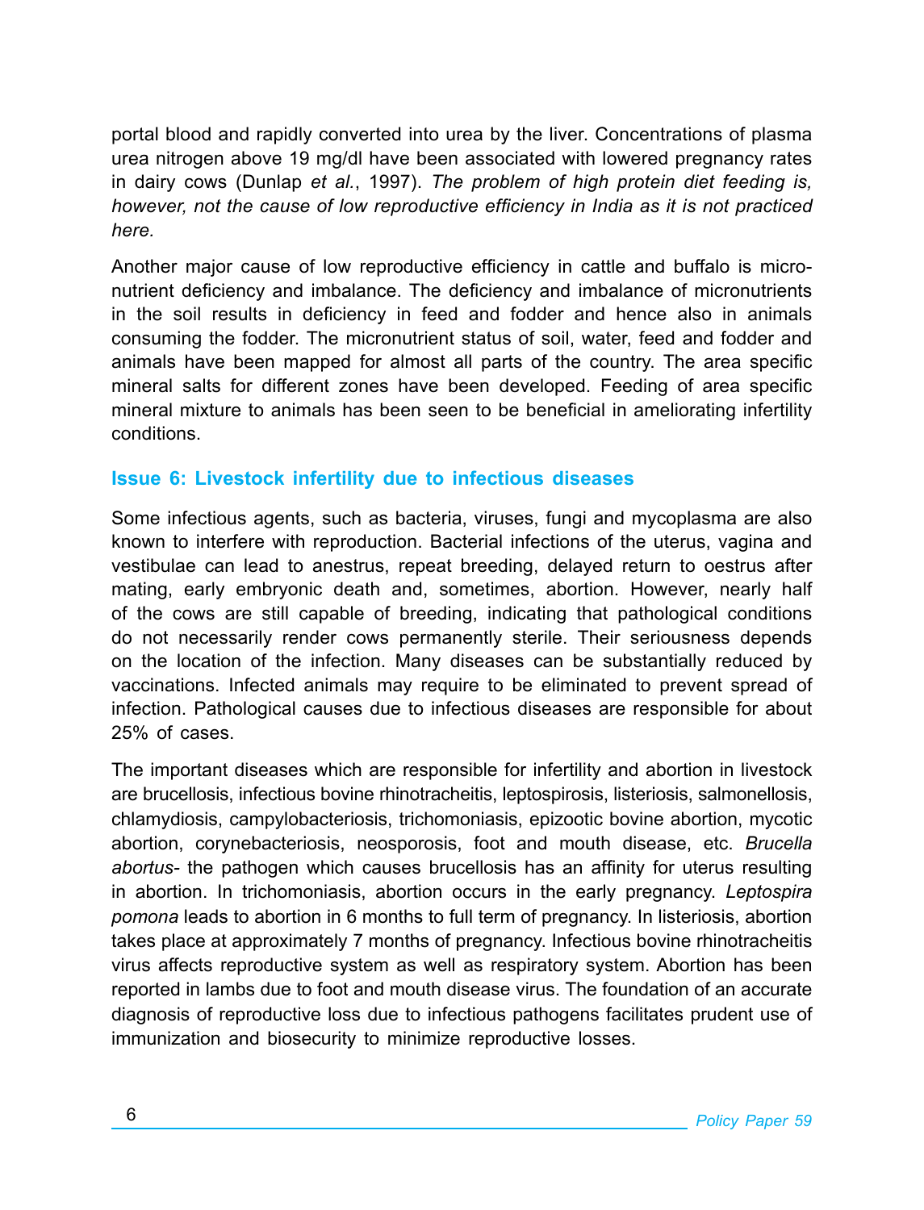portal blood and rapidly converted into urea by the liver. Concentrations of plasma urea nitrogen above 19 mg/dl have been associated with lowered pregnancy rates in dairy cows (Dunlap *et al.*, 1997). *The problem of high protein diet feeding is, however, not the cause of low reproductive efficiency in India as it is not practiced here.*

Another major cause of low reproductive efficiency in cattle and buffalo is micro-nutrient deficiency and imbalance. The deficiency and imbalance of micronutrients in the soil results in deficiency in feed and fodder and hence also in animals consuming the fodder. The micronutrient status of soil, water, feed and fodder and animals have been mapped for almost all parts of the country. The area specific mineral salts for different zones have been developed. Feeding of area specific mineral mixture to animals has been seen to be beneficial in ameliorating infertility conditions.

### Issue 6: Livestock infertility due to infectious diseases

Some infectious agents, such as bacteria, viruses, fungi and mycoplasma are also known to interfere with reproduction. Bacterial infections of the uterus, vagina and vestibulae can lead to anestrus, repeat breeding, delayed return to oestrus after mating, early embryonic death and, sometimes, abortion. However, nearly half of the cows are still capable of breeding, indicating that pathological conditions do not necessarily render cows permanently sterile. Their seriousness depends on the location of the infection. Many diseases can be substantially reduced by vaccinations. Infected animals may require to be eliminated to prevent spread of infection. Pathological causes due to infectious diseases are responsible for about 25% of cases.

The important diseases which are responsible for infertility and abortion in livestock are brucellosis, infectious bovine rhinotracheitis, leptospirosis, listeriosis, salmonellosis, chlamydiosis, campylobacteriosis, trichomoniasis, epizootic bovine abortion, mycotic abortion, corynebacteriosis, neosporosis, foot and mouth disease, etc. *Brucella abortus*- the pathogen which causes brucellosis has an affinity for uterus resulting in abortion. In trichomoniasis, abortion occurs in the early pregnancy. *Leptospira pomona* leads to abortion in 6 months to full term of pregnancy. In listeriosis, abortion takes place at approximately 7 months of pregnancy. Infectious bovine rhinotracheitis virus affects reproductive system as well as respiratory system. Abortion has been reported in lambs due to foot and mouth disease virus. The foundation of an accurate diagnosis of reproductive loss due to infectious pathogens facilitates prudent use of immunization and biosecurity to minimize reproductive losses.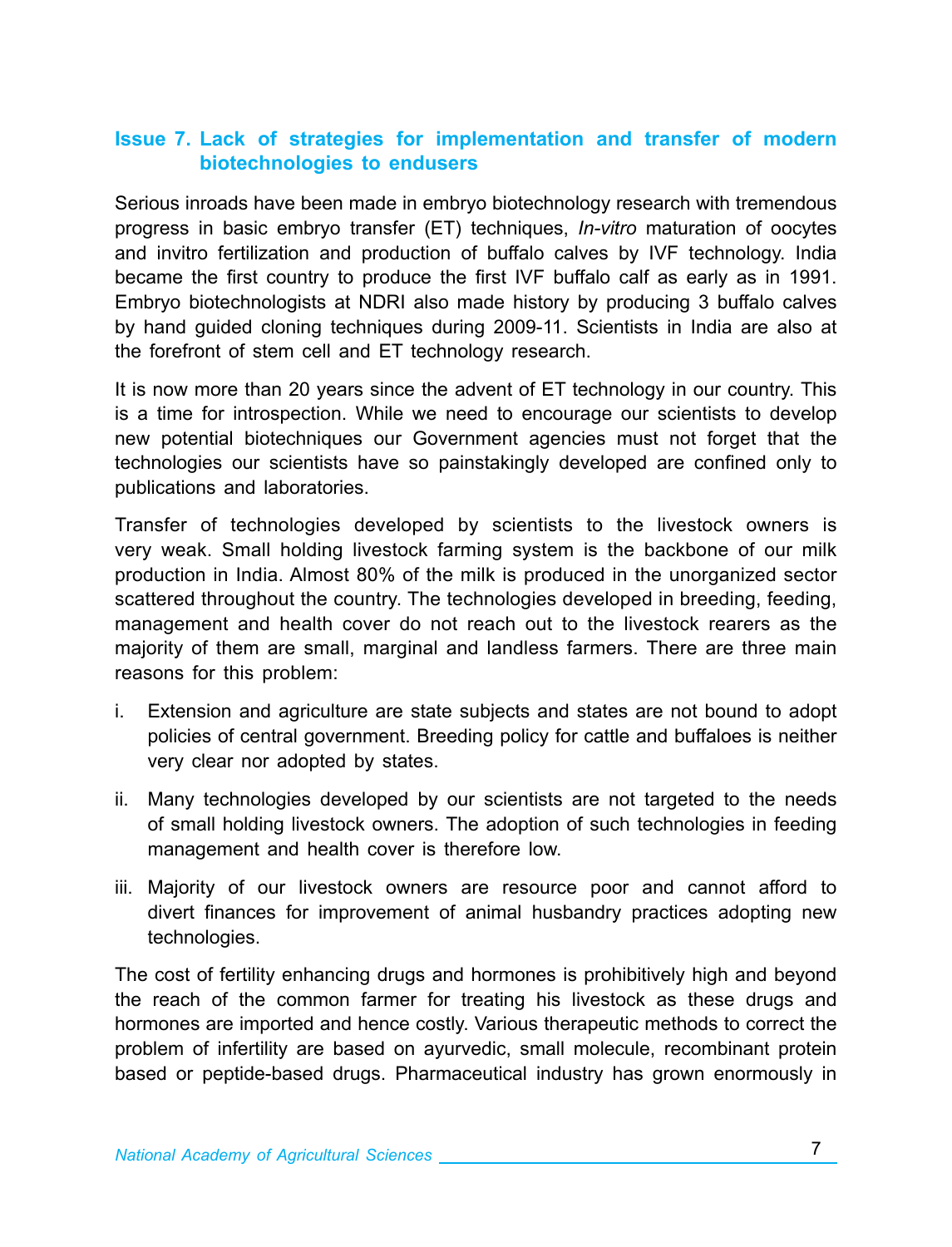## Issue 7. Lack of strategies for implementation and transfer of modern biotechnologies to endusers

Serious inroads have been made in embryo biotechnology research with tremendous progress in basic embryo transfer (ET) techniques, *In-vitro* maturation of oocytes and invitro fertilization and production of buffalo calves by IVF technology. India became the first country to produce the first IVF buffalo calf as early as in 1991. Embryo biotechnologists at NDRI also made history by producing 3 buffalo calves by hand guided cloning techniques during 2009-11. Scientists in India are also at the forefront of stem cell and ET technology research.

It is now more than 20 years since the advent of ET technology in our country. This is a time for introspection. While we need to encourage our scientists to develop new potential biotechniques our Government agencies must not forget that the technologies our scientists have so painstakingly developed are confined only to publications and laboratories.

Transfer of technologies developed by scientists to the livestock owners is very weak. Small holding livestock farming system is the backbone of our milk production in India. Almost 80% of the milk is produced in the unorganized sector scattered throughout the country. The technologies developed in breeding, feeding, management and health cover do not reach out to the livestock rearers as the majority of them are small, marginal and landless farmers. There are three main reasons for this problem:

i. Extension and agriculture are state subjects and states are not bound to adopt policies of central government. Breeding policy for cattle and buffaloes is neither very clear nor adopted by states.

ii. Many technologies developed by our scientists are not targeted to the needs of small holding livestock owners. The adoption of such technologies in feeding management and health cover is therefore low.

iii. Majority of our livestock owners are resource poor and cannot afford to divert finances for improvement of animal husbandry practices adopting new technologies.

The cost of fertility enhancing drugs and hormones is prohibitively high and beyond the reach of the common farmer for treating his livestock as these drugs and hormones are imported and hence costly. Various therapeutic methods to correct the problem of infertility are based on ayurvedic, small molecule, recombinant protein based or peptide-based drugs. Pharmaceutical industry has grown enormously in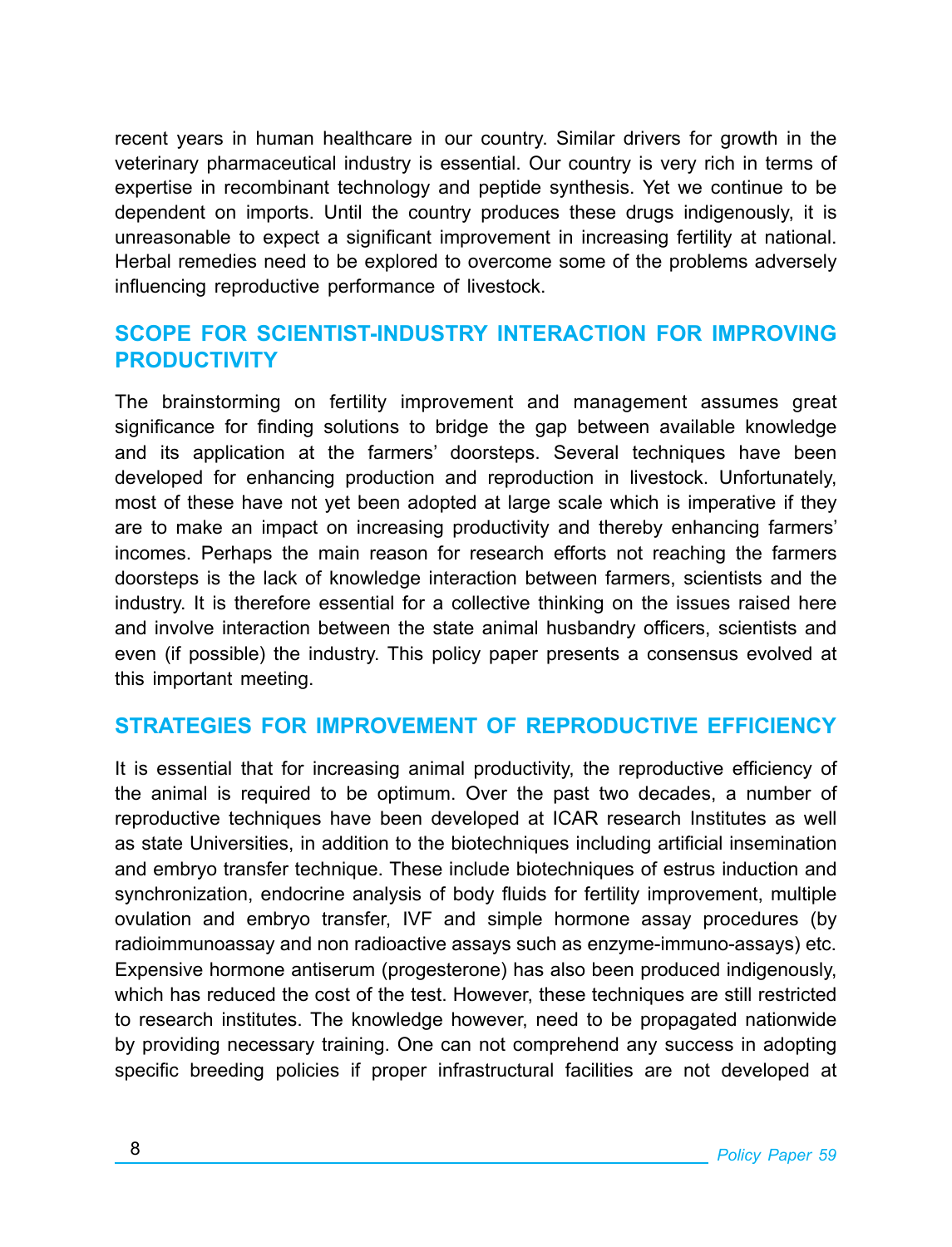recent years in human healthcare in our country. Similar drivers for growth in the veterinary pharmaceutical industry is essential. Our country is very rich in terms of expertise in recombinant technology and peptide synthesis. Yet we continue to be dependent on imports. Until the country produces these drugs indigenously, it is unreasonable to expect a significant improvement in increasing fertility at national. Herbal remedies need to be explored to overcome some of the problems adversely influencing reproductive performance of livestock.

## SCOPE FOR SCIENTIST-INDUSTRY INTERACTION FOR IMPROVING PRODUCTIVITY

The brainstorming on fertility improvement and management assumes great significance for finding solutions to bridge the gap between available knowledge and its application at the farmers' doorsteps. Several techniques have been developed for enhancing production and reproduction in livestock. Unfortunately, most of these have not yet been adopted at large scale which is imperative if they are to make an impact on increasing productivity and thereby enhancing farmers' incomes. Perhaps the main reason for research efforts not reaching the farmers doorsteps is the lack of knowledge interaction between farmers, scientists and the industry. It is therefore essential for a collective thinking on the issues raised here and involve interaction between the state animal husbandry officers, scientists and even (if possible) the industry. This policy paper presents a consensus evolved at this important meeting.

## STRATEGIES FOR IMPROVEMENT OF REPRODUCTIVE EFFICIENCY

It is essential that for increasing animal productivity, the reproductive efficiency of the animal is required to be optimum. Over the past two decades, a number of reproductive techniques have been developed at ICAR research Institutes as well as state Universities, in addition to the biotechniques including artificial insemination and embryo transfer technique. These include biotechniques of estrus induction and synchronization, endocrine analysis of body fluids for fertility improvement, multiple ovulation and embryo transfer, IVF and simple hormone assay procedures (by radioimmunoassay and non radioactive assays such as enzyme-immuno-assays) etc. Expensive hormone antiserum (progesterone) has also been produced indigenously, which has reduced the cost of the test. However, these techniques are still restricted to research institutes. The knowledge however, need to be propagated nationwide by providing necessary training. One can not comprehend any success in adopting specific breeding policies if proper infrastructural facilities are not developed at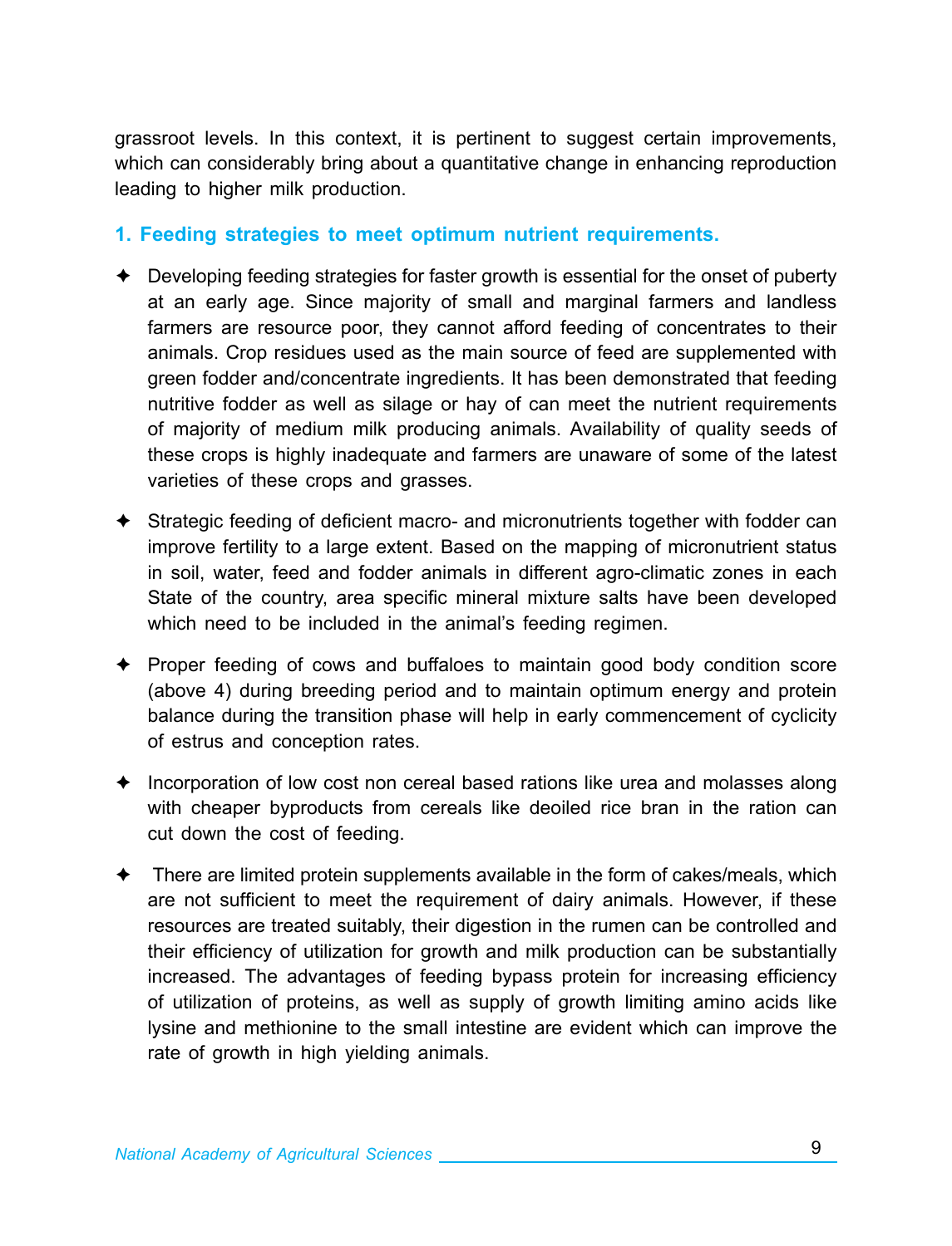grassroot levels. In this context, it is pertinent to suggest certain improvements, which can considerably bring about a quantitative change in enhancing reproduction leading to higher milk production.

### 1. Feeding strategies to meet optimum nutrient requirements.

- Developing feeding strategies for faster growth is essential for the onset of puberty at an early age. Since majority of small and marginal farmers and landless farmers are resource poor, they cannot afford feeding of concentrates to their animals. Crop residues used as the main source of feed are supplemented with green fodder and/concentrate ingredients. It has been demonstrated that feeding nutritive fodder as well as silage or hay of can meet the nutrient requirements of majority of medium milk producing animals. Availability of quality seeds of these crops is highly inadequate and farmers are unaware of some of the latest varieties of these crops and grasses.

- Strategic feeding of deficient macro- and micronutrients together with fodder can improve fertility to a large extent. Based on the mapping of micronutrient status in soil, water, feed and fodder animals in different agro-climatic zones in each State of the country, area specific mineral mixture salts have been developed which need to be included in the animal's feeding regimen.

- Proper feeding of cows and buffaloes to maintain good body condition score (above 4) during breeding period and to maintain optimum energy and protein balance during the transition phase will help in early commencement of cyclicity of estrus and conception rates.

- Incorporation of low cost non cereal based rations like urea and molasses along with cheaper byproducts from cereals like deoiled rice bran in the ration can cut down the cost of feeding.

- There are limited protein supplements available in the form of cakes/meals, which are not sufficient to meet the requirement of dairy animals. However, if these resources are treated suitably, their digestion in the rumen can be controlled and their efficiency of utilization for growth and milk production can be substantially increased. The advantages of feeding bypass protein for increasing efficiency of utilization of proteins, as well as supply of growth limiting amino acids like lysine and methionine to the small intestine are evident which can improve the rate of growth in high yielding animals.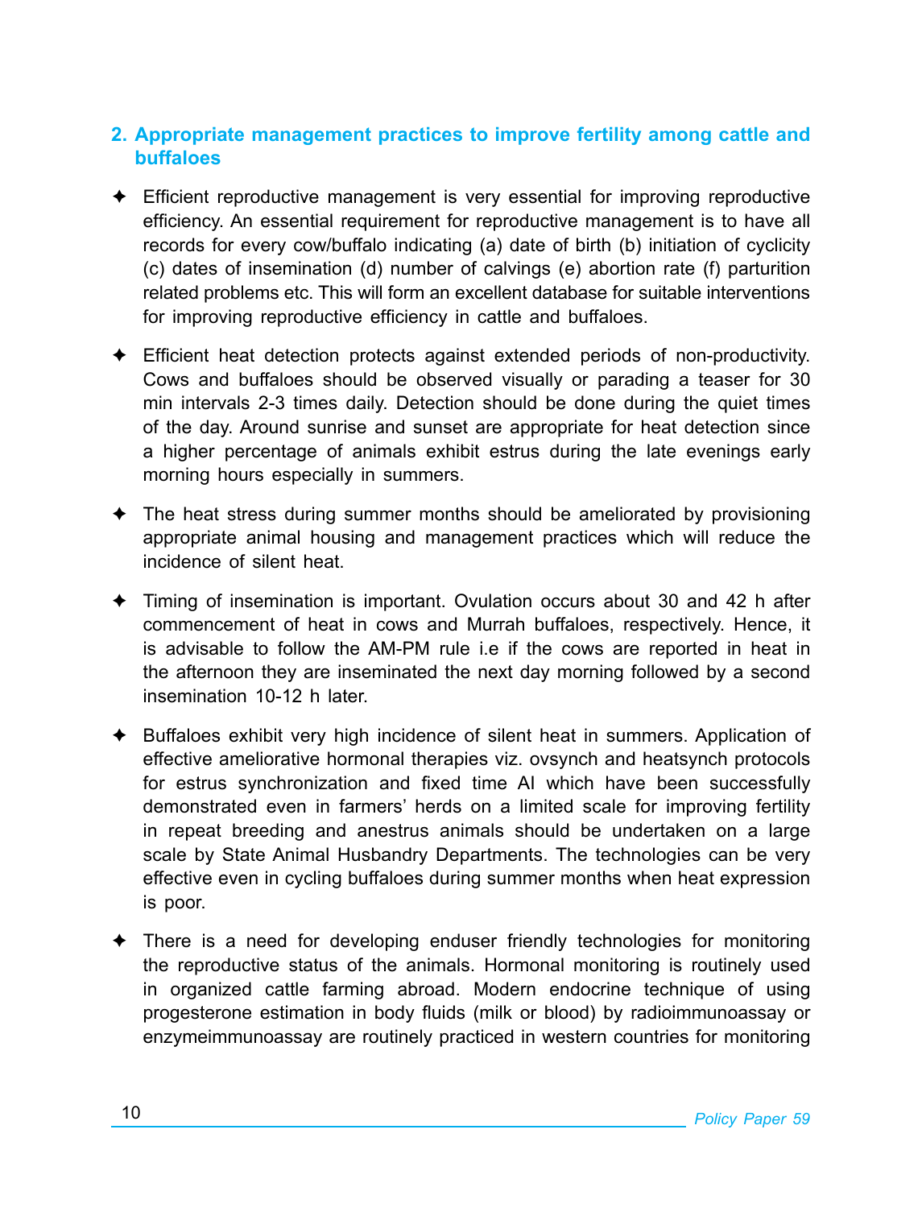## 2. Appropriate management practices to improve fertility among cattle and buffaloes

- Efficient reproductive management is very essential for improving reproductive efficiency. An essential requirement for reproductive management is to have all records for every cow/buffalo indicating (a) date of birth (b) initiation of cyclicity (c) dates of insemination (d) number of calvings (e) abortion rate (f) parturition related problems etc. This will form an excellent database for suitable interventions for improving reproductive efficiency in cattle and buffaloes.

- Efficient heat detection protects against extended periods of non-productivity. Cows and buffaloes should be observed visually or parading a teaser for 30 min intervals 2-3 times daily. Detection should be done during the quiet times of the day. Around sunrise and sunset are appropriate for heat detection since a higher percentage of animals exhibit estrus during the late evenings early morning hours especially in summers.

- The heat stress during summer months should be ameliorated by provisioning appropriate animal housing and management practices which will reduce the incidence of silent heat.

- Timing of insemination is important. Ovulation occurs about 30 and 42 h after commencement of heat in cows and Murrah buffaloes, respectively. Hence, it is advisable to follow the AM-PM rule i.e if the cows are reported in heat in the afternoon they are inseminated the next day morning followed by a second insemination 10-12 h later.

- Buffaloes exhibit very high incidence of silent heat in summers. Application of effective ameliorative hormonal therapies viz. ovsynch and heatsynch protocols for estrus synchronization and fixed time AI which have been successfully demonstrated even in farmers' herds on a limited scale for improving fertility in repeat breeding and anestrus animals should be undertaken on a large scale by State Animal Husbandry Departments. The technologies can be very effective even in cycling buffaloes during summer months when heat expression is poor.

- There is a need for developing enduser friendly technologies for monitoring the reproductive status of the animals. Hormonal monitoring is routinely used in organized cattle farming abroad. Modern endocrine technique of using progesterone estimation in body fluids (milk or blood) by radioimmunoassay or enzymeimmunoassay are routinely practiced in western countries for monitoring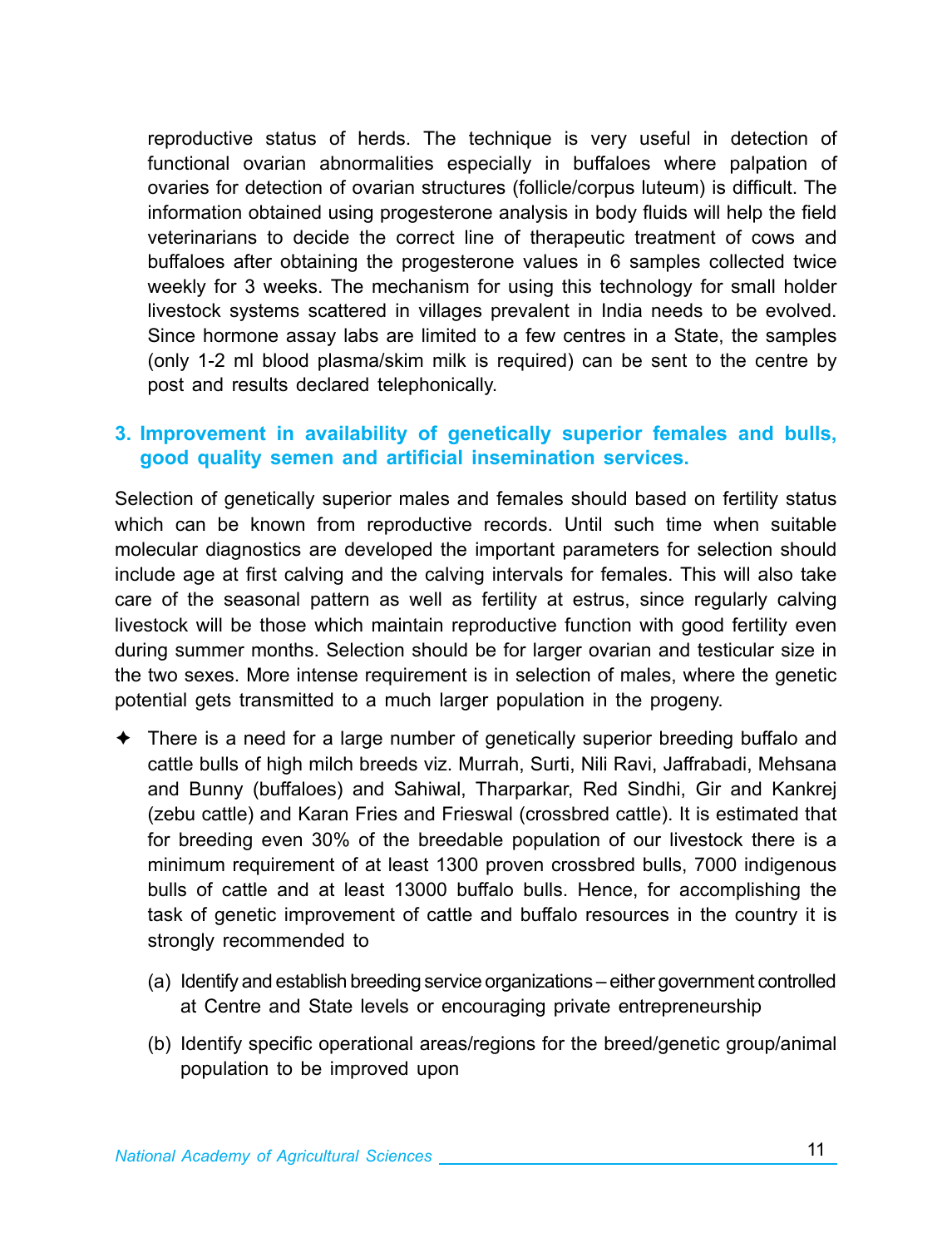reproductive status of herds. The technique is very useful in detection of functional ovarian abnormalities especially in buffaloes where palpation of ovaries for detection of ovarian structures (follicle/corpus luteum) is difficult. The information obtained using progesterone analysis in body fluids will help the field veterinarians to decide the correct line of therapeutic treatment of cows and buffaloes after obtaining the progesterone values in 6 samples collected twice weekly for 3 weeks. The mechanism for using this technology for small holder livestock systems scattered in villages prevalent in India needs to be evolved. Since hormone assay labs are limited to a few centres in a State, the samples (only 1-2 ml blood plasma/skim milk is required) can be sent to the centre by post and results declared telephonically.

### 3. Improvement in availability of genetically superior females and bulls, good quality semen and artificial insemination services.

Selection of genetically superior males and females should based on fertility status which can be known from reproductive records. Until such time when suitable molecular diagnostics are developed the important parameters for selection should include age at first calving and the calving intervals for females. This will also take care of the seasonal pattern as well as fertility at estrus, since regularly calving livestock will be those which maintain reproductive function with good fertility even during summer months. Selection should be for larger ovarian and testicular size in the two sexes. More intense requirement is in selection of males, where the genetic potential gets transmitted to a much larger population in the progeny.

- ✦ There is a need for a large number of genetically superior breeding buffalo and cattle bulls of high milch breeds viz. Murrah, Surti, Nili Ravi, Jaffrabadi, Mehsana and Bunny (buffaloes) and Sahiwal, Tharparkar, Red Sindhi, Gir and Kankrej (zebu cattle) and Karan Fries and Frieswal (crossbred cattle). It is estimated that for breeding even 30% of the breedable population of our livestock there is a minimum requirement of at least 1300 proven crossbred bulls, 7000 indigenous bulls of cattle and at least 13000 buffalo bulls. Hence, for accomplishing the task of genetic improvement of cattle and buffalo resources in the country it is strongly recommended to

  (a) Identify and establish breeding service organizations – either government controlled at Centre and State levels or encouraging private entrepreneurship

  (b) Identify specific operational areas/regions for the breed/genetic group/animal population to be improved upon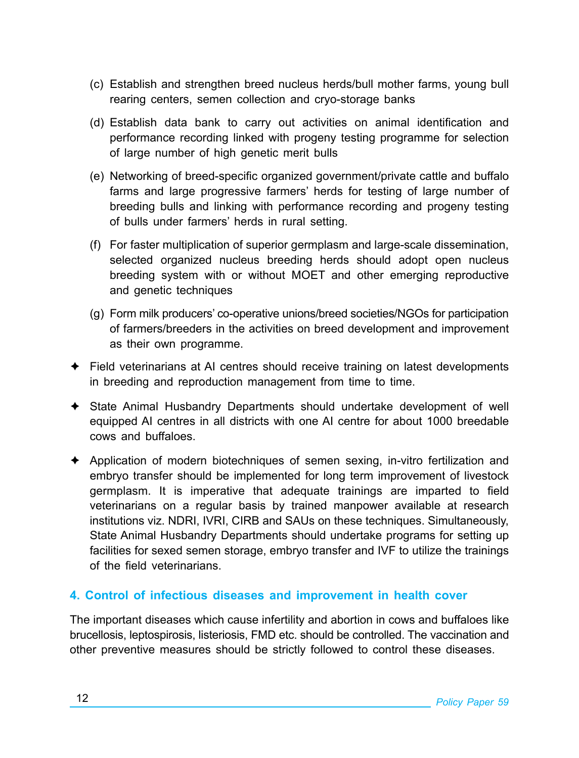(c) Establish and strengthen breed nucleus herds/bull mother farms, young bull rearing centers, semen collection and cryo-storage banks

(d) Establish data bank to carry out activities on animal identification and performance recording linked with progeny testing programme for selection of large number of high genetic merit bulls

(e) Networking of breed-specific organized government/private cattle and buffalo farms and large progressive farmers' herds for testing of large number of breeding bulls and linking with performance recording and progeny testing of bulls under farmers' herds in rural setting.

(f) For faster multiplication of superior germplasm and large-scale dissemination, selected organized nucleus breeding herds should adopt open nucleus breeding system with or without MOET and other emerging reproductive and genetic techniques

(g) Form milk producers' co-operative unions/breed societies/NGOs for participation of farmers/breeders in the activities on breed development and improvement as their own programme.

- Field veterinarians at AI centres should receive training on latest developments in breeding and reproduction management from time to time.
- State Animal Husbandry Departments should undertake development of well equipped AI centres in all districts with one AI centre for about 1000 breedable cows and buffaloes.
- Application of modern biotechniques of semen sexing, in-vitro fertilization and embryo transfer should be implemented for long term improvement of livestock germplasm. It is imperative that adequate trainings are imparted to field veterinarians on a regular basis by trained manpower available at research institutions viz. NDRI, IVRI, CIRB and SAUs on these techniques. Simultaneously, State Animal Husbandry Departments should undertake programs for setting up facilities for sexed semen storage, embryo transfer and IVF to utilize the trainings of the field veterinarians.

## 4. Control of infectious diseases and improvement in health cover

The important diseases which cause infertility and abortion in cows and buffaloes like brucellosis, leptospirosis, listeriosis, FMD etc. should be controlled. The vaccination and other preventive measures should be strictly followed to control these diseases.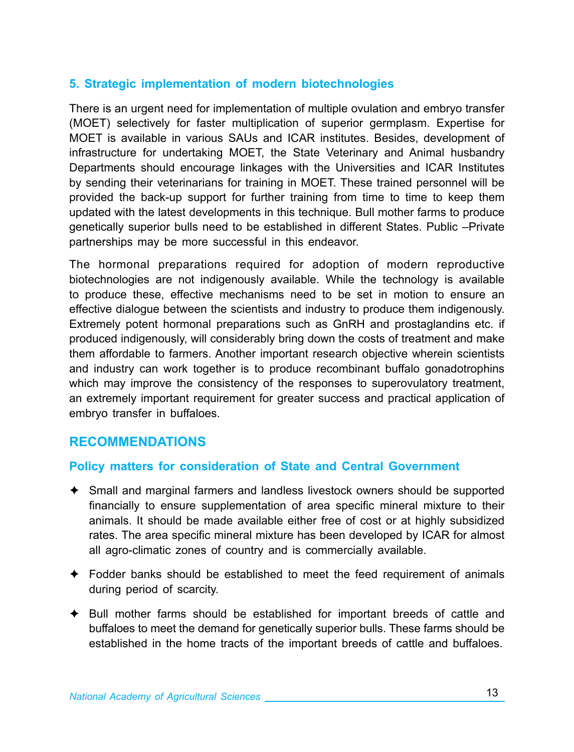### 5. Strategic implementation of modern biotechnologies

There is an urgent need for implementation of multiple ovulation and embryo transfer (MOET) selectively for faster multiplication of superior germplasm. Expertise for MOET is available in various SAUs and ICAR institutes. Besides, development of infrastructure for undertaking MOET, the State Veterinary and Animal husbandry Departments should encourage linkages with the Universities and ICAR Institutes by sending their veterinarians for training in MOET. These trained personnel will be provided the back-up support for further training from time to time to keep them updated with the latest developments in this technique. Bull mother farms to produce genetically superior bulls need to be established in different States. Public –Private partnerships may be more successful in this endeavor.

The hormonal preparations required for adoption of modern reproductive biotechnologies are not indigenously available. While the technology is available to produce these, effective mechanisms need to be set in motion to ensure an effective dialogue between the scientists and industry to produce them indigenously. Extremely potent hormonal preparations such as GnRH and prostaglandins etc. if produced indigenously, will considerably bring down the costs of treatment and make them affordable to farmers. Another important research objective wherein scientists and industry can work together is to produce recombinant buffalo gonadotrophins which may improve the consistency of the responses to superovulatory treatment, an extremely important requirement for greater success and practical application of embryo transfer in buffaloes.

## RECOMMENDATIONS

### Policy matters for consideration of State and Central Government

- Small and marginal farmers and landless livestock owners should be supported financially to ensure supplementation of area specific mineral mixture to their animals. It should be made available either free of cost or at highly subsidized rates. The area specific mineral mixture has been developed by ICAR for almost all agro-climatic zones of country and is commercially available.
- Fodder banks should be established to meet the feed requirement of animals during period of scarcity.
- Bull mother farms should be established for important breeds of cattle and buffaloes to meet the demand for genetically superior bulls. These farms should be established in the home tracts of the important breeds of cattle and buffaloes.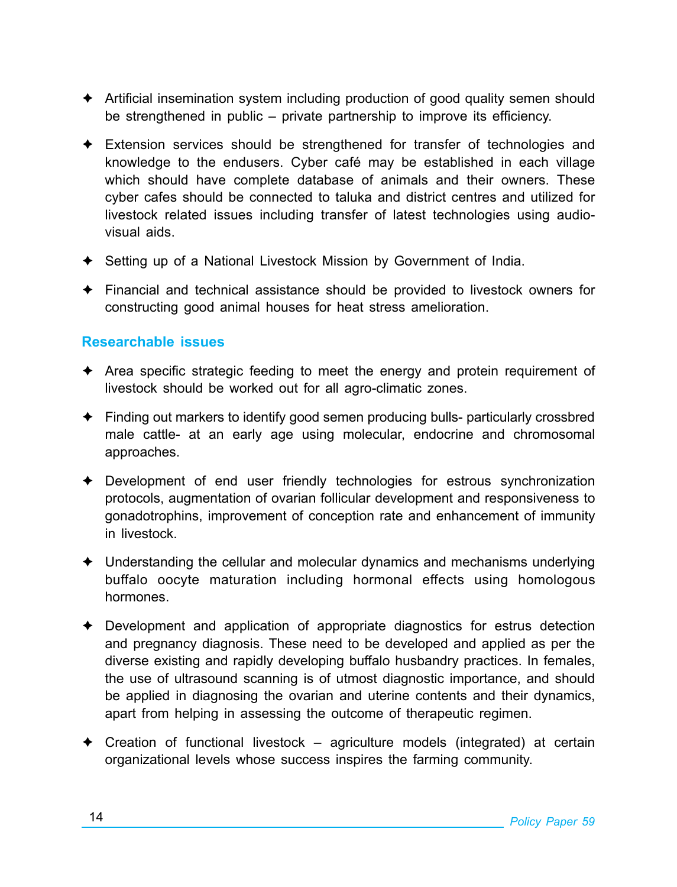- Artificial insemination system including production of good quality semen should be strengthened in public – private partnership to improve its efficiency.
- Extension services should be strengthened for transfer of technologies and knowledge to the endusers. Cyber café may be established in each village which should have complete database of animals and their owners. These cyber cafes should be connected to taluka and district centres and utilized for livestock related issues including transfer of latest technologies using audio-visual aids.
- Setting up of a National Livestock Mission by Government of India.
- Financial and technical assistance should be provided to livestock owners for constructing good animal houses for heat stress amelioration.

### Researchable issues

- Area specific strategic feeding to meet the energy and protein requirement of livestock should be worked out for all agro-climatic zones.
- Finding out markers to identify good semen producing bulls- particularly crossbred male cattle- at an early age using molecular, endocrine and chromosomal approaches.
- Development of end user friendly technologies for estrous synchronization protocols, augmentation of ovarian follicular development and responsiveness to gonadotrophins, improvement of conception rate and enhancement of immunity in livestock.
- Understanding the cellular and molecular dynamics and mechanisms underlying buffalo oocyte maturation including hormonal effects using homologous hormones.
- Development and application of appropriate diagnostics for estrus detection and pregnancy diagnosis. These need to be developed and applied as per the diverse existing and rapidly developing buffalo husbandry practices. In females, the use of ultrasound scanning is of utmost diagnostic importance, and should be applied in diagnosing the ovarian and uterine contents and their dynamics, apart from helping in assessing the outcome of therapeutic regimen.
- Creation of functional livestock – agriculture models (integrated) at certain organizational levels whose success inspires the farming community.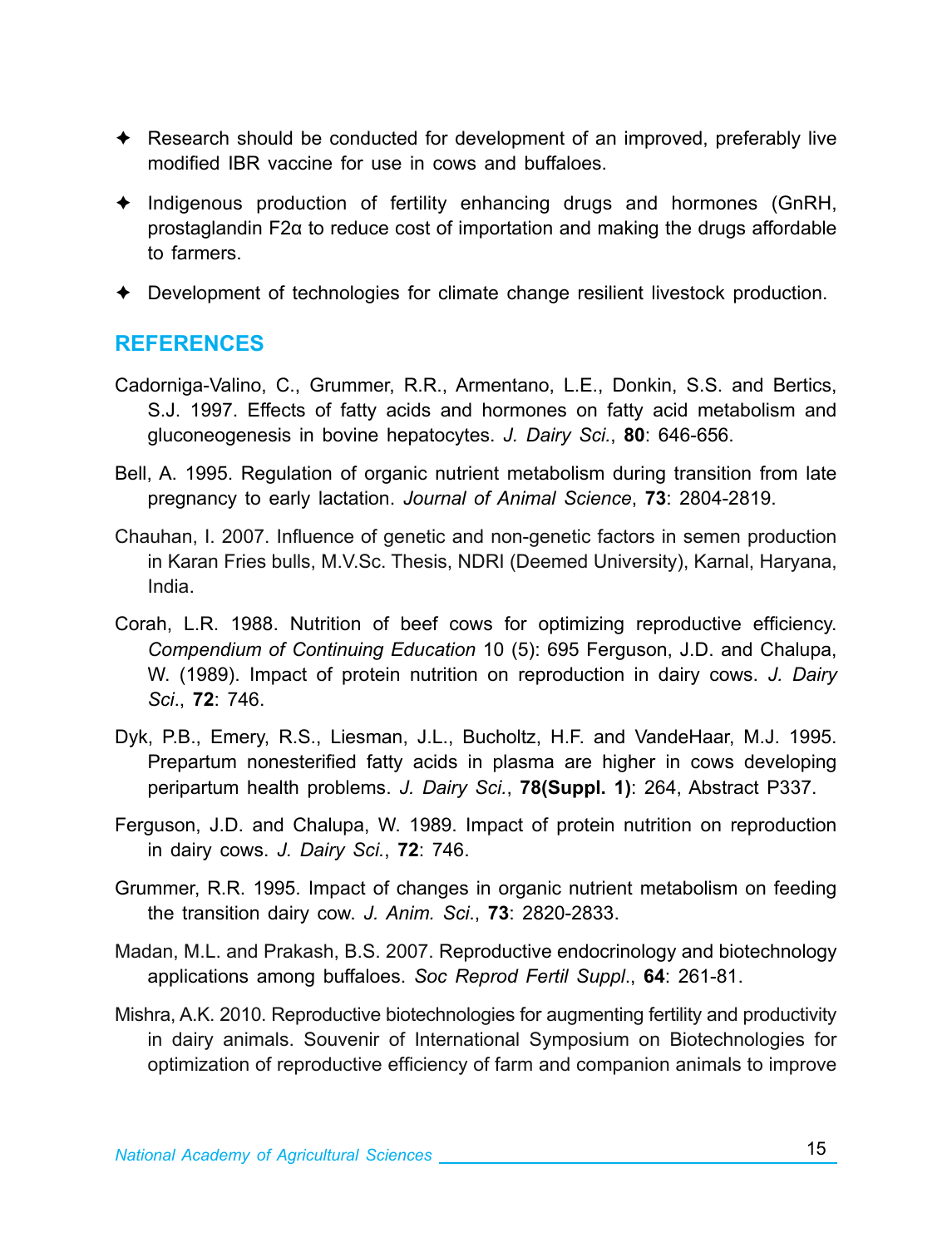- Research should be conducted for development of an improved, preferably live modified IBR vaccine for use in cows and buffaloes.

- Indigenous production of fertility enhancing drugs and hormones (GnRH, prostaglandin F2α to reduce cost of importation and making the drugs affordable to farmers.

- Development of technologies for climate change resilient livestock production.

## REFERENCES

Cadorniga-Valino, C., Grummer, R.R., Armentano, L.E., Donkin, S.S. and Bertics, S.J. 1997. Effects of fatty acids and hormones on fatty acid metabolism and gluconeogenesis in bovine hepatocytes. *J. Dairy Sci.*, **80**: 646-656.

Bell, A. 1995. Regulation of organic nutrient metabolism during transition from late pregnancy to early lactation. *Journal of Animal Science*, **73**: 2804-2819.

Chauhan, I. 2007. Influence of genetic and non-genetic factors in semen production in Karan Fries bulls, M.V.Sc. Thesis, NDRI (Deemed University), Karnal, Haryana, India.

Corah, L.R. 1988. Nutrition of beef cows for optimizing reproductive efficiency. *Compendium of Continuing Education* 10 (5): 695 Ferguson, J.D. and Chalupa, W. (1989). Impact of protein nutrition on reproduction in dairy cows. *J. Dairy Sci*., **72**: 746.

Dyk, P.B., Emery, R.S., Liesman, J.L., Bucholtz, H.F. and VandeHaar, M.J. 1995. Prepartum nonesterified fatty acids in plasma are higher in cows developing peripartum health problems. *J. Dairy Sci.*, **78(Suppl. 1)**: 264, Abstract P337.

Ferguson, J.D. and Chalupa, W. 1989. Impact of protein nutrition on reproduction in dairy cows. *J. Dairy Sci.*, **72**: 746.

Grummer, R.R. 1995. Impact of changes in organic nutrient metabolism on feeding the transition dairy cow. *J. Anim. Sci.*, **73**: 2820-2833.

Madan, M.L. and Prakash, B.S. 2007. Reproductive endocrinology and biotechnology applications among buffaloes. *Soc Reprod Fertil Suppl*., **64**: 261-81.

Mishra, A.K. 2010. Reproductive biotechnologies for augmenting fertility and productivity in dairy animals. Souvenir of International Symposium on Biotechnologies for optimization of reproductive efficiency of farm and companion animals to improve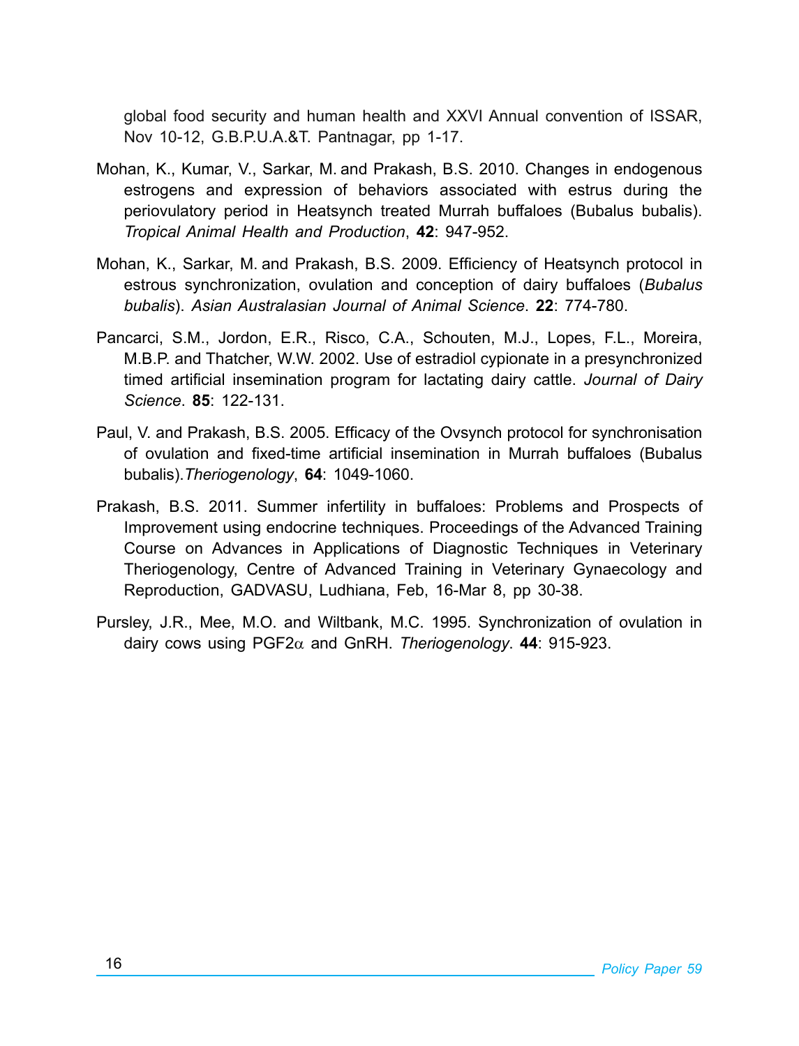global food security and human health and XXVI Annual convention of ISSAR, Nov 10-12, G.B.P.U.A.&T. Pantnagar, pp 1-17.

Mohan, K., Kumar, V., Sarkar, M. and Prakash, B.S. 2010. Changes in endogenous estrogens and expression of behaviors associated with estrus during the periovulatory period in Heatsynch treated Murrah buffaloes (Bubalus bubalis). *Tropical Animal Health and Production*, **42**: 947-952.

Mohan, K., Sarkar, M. and Prakash, B.S. 2009. Efficiency of Heatsynch protocol in estrous synchronization, ovulation and conception of dairy buffaloes (*Bubalus bubalis*). *Asian Australasian Journal of Animal Science*. **22**: 774-780.

Pancarci, S.M., Jordon, E.R., Risco, C.A., Schouten, M.J., Lopes, F.L., Moreira, M.B.P. and Thatcher, W.W. 2002. Use of estradiol cypionate in a presynchronized timed artificial insemination program for lactating dairy cattle. *Journal of Dairy Science*. **85**: 122-131.

Paul, V. and Prakash, B.S. 2005. Efficacy of the Ovsynch protocol for synchronisation of ovulation and fixed-time artificial insemination in Murrah buffaloes (Bubalus bubalis).*Theriogenology*, **64**: 1049-1060.

Prakash, B.S. 2011. Summer infertility in buffaloes: Problems and Prospects of Improvement using endocrine techniques. Proceedings of the Advanced Training Course on Advances in Applications of Diagnostic Techniques in Veterinary Theriogenology, Centre of Advanced Training in Veterinary Gynaecology and Reproduction, GADVASU, Ludhiana, Feb, 16-Mar 8, pp 30-38.

Pursley, J.R., Mee, M.O. and Wiltbank, M.C. 1995. Synchronization of ovulation in dairy cows using PGF2$\alpha$ and GnRH. *Theriogenology*. **44**: 915-923.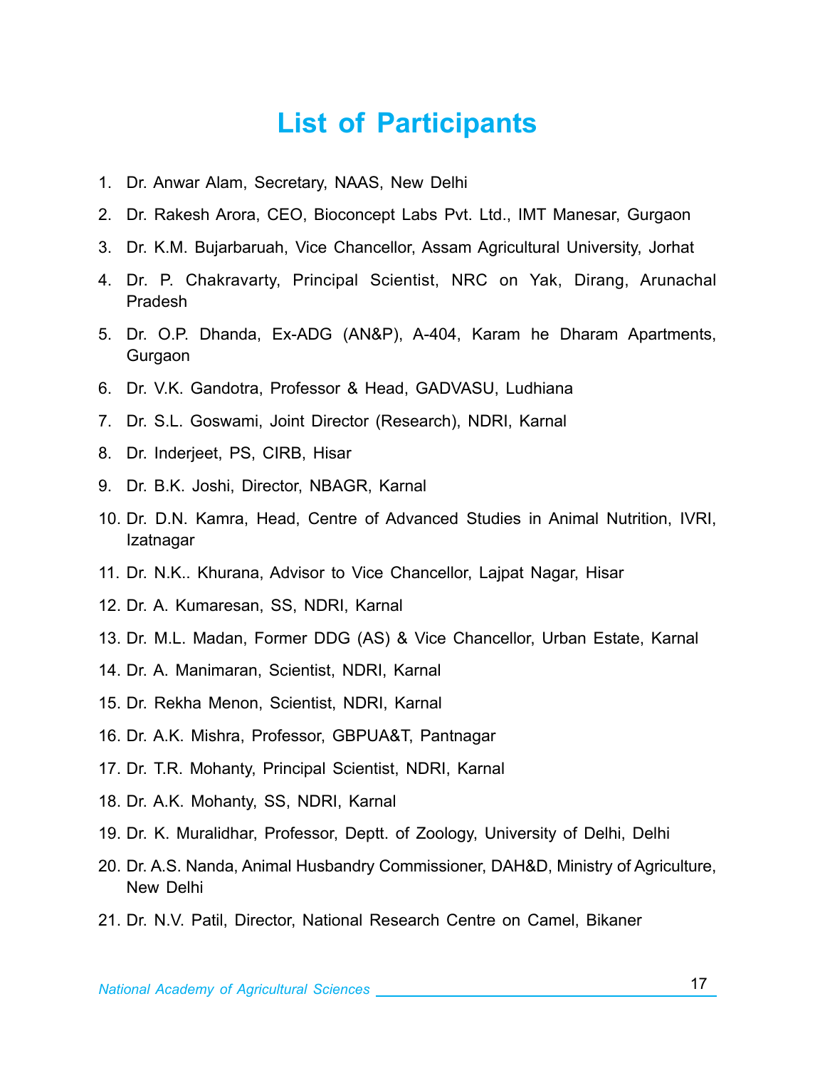# List of Participants

1. Dr. Anwar Alam, Secretary, NAAS, New Delhi
2. Dr. Rakesh Arora, CEO, Bioconcept Labs Pvt. Ltd., IMT Manesar, Gurgaon
3. Dr. K.M. Bujarbaruah, Vice Chancellor, Assam Agricultural University, Jorhat
4. Dr. P. Chakravarty, Principal Scientist, NRC on Yak, Dirang, Arunachal Pradesh
5. Dr. O.P. Dhanda, Ex-ADG (AN&P), A-404, Karam he Dharam Apartments, Gurgaon
6. Dr. V.K. Gandotra, Professor & Head, GADVASU, Ludhiana
7. Dr. S.L. Goswami, Joint Director (Research), NDRI, Karnal
8. Dr. Inderjeet, PS, CIRB, Hisar
9. Dr. B.K. Joshi, Director, NBAGR, Karnal
10. Dr. D.N. Kamra, Head, Centre of Advanced Studies in Animal Nutrition, IVRI, Izatnagar
11. Dr. N.K.. Khurana, Advisor to Vice Chancellor, Lajpat Nagar, Hisar
12. Dr. A. Kumaresan, SS, NDRI, Karnal
13. Dr. M.L. Madan, Former DDG (AS) & Vice Chancellor, Urban Estate, Karnal
14. Dr. A. Manimaran, Scientist, NDRI, Karnal
15. Dr. Rekha Menon, Scientist, NDRI, Karnal
16. Dr. A.K. Mishra, Professor, GBPUA&T, Pantnagar
17. Dr. T.R. Mohanty, Principal Scientist, NDRI, Karnal
18. Dr. A.K. Mohanty, SS, NDRI, Karnal
19. Dr. K. Muralidhar, Professor, Deptt. of Zoology, University of Delhi, Delhi
20. Dr. A.S. Nanda, Animal Husbandry Commissioner, DAH&D, Ministry of Agriculture, New Delhi
21. Dr. N.V. Patil, Director, National Research Centre on Camel, Bikaner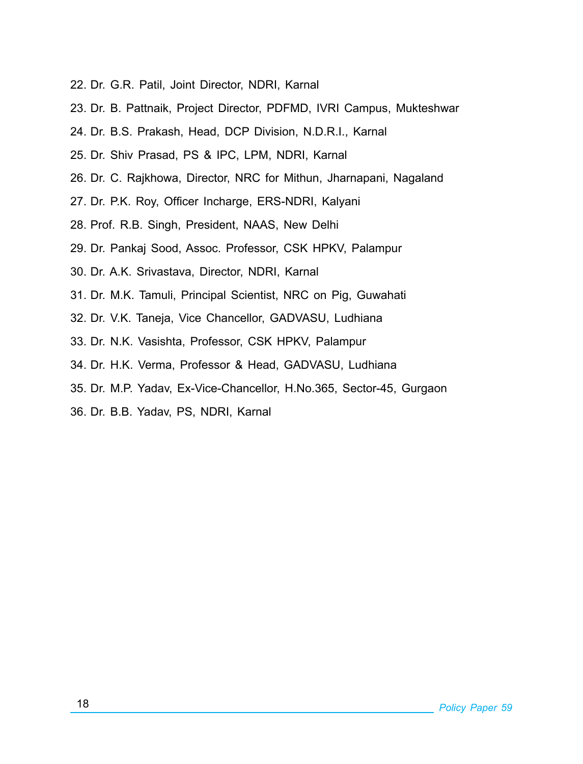22. Dr. G.R. Patil, Joint Director, NDRI, Karnal
23. Dr. B. Pattnaik, Project Director, PDFMD, IVRI Campus, Mukteshwar
24. Dr. B.S. Prakash, Head, DCP Division, N.D.R.I., Karnal
25. Dr. Shiv Prasad, PS & IPC, LPM, NDRI, Karnal
26. Dr. C. Rajkhowa, Director, NRC for Mithun, Jharnapani, Nagaland
27. Dr. P.K. Roy, Officer Incharge, ERS-NDRI, Kalyani
28. Prof. R.B. Singh, President, NAAS, New Delhi
29. Dr. Pankaj Sood, Assoc. Professor, CSK HPKV, Palampur
30. Dr. A.K. Srivastava, Director, NDRI, Karnal
31. Dr. M.K. Tamuli, Principal Scientist, NRC on Pig, Guwahati
32. Dr. V.K. Taneja, Vice Chancellor, GADVASU, Ludhiana
33. Dr. N.K. Vasishta, Professor, CSK HPKV, Palampur
34. Dr. H.K. Verma, Professor & Head, GADVASU, Ludhiana
35. Dr. M.P. Yadav, Ex-Vice-Chancellor, H.No.365, Sector-45, Gurgaon
36. Dr. B.B. Yadav, PS, NDRI, Karnal